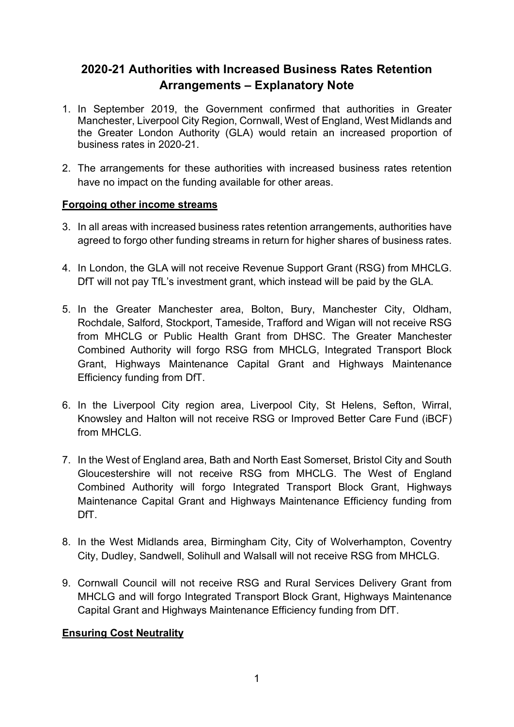# 2020-21 Authorities with Increased Business Rates Retention Arrangements – Explanatory Note

1. In September 2019, the Government confirmed that authorities in Greater Manchester, Liverpool City Region, Cornwall, West of England, West Midlands and the Greater London Authority (GLA) would retain an increased proportion of business rates in 2020-21.

2. The arrangements for these authorities with increased business rates retention have no impact on the funding available for other areas.

## Forgoing other income streams

3. In all areas with increased business rates retention arrangements, authorities have agreed to forgo other funding streams in return for higher shares of business rates.

4. In London, the GLA will not receive Revenue Support Grant (RSG) from MHCLG. DfT will not pay TfL's investment grant, which instead will be paid by the GLA.

5. In the Greater Manchester area, Bolton, Bury, Manchester City, Oldham, Rochdale, Salford, Stockport, Tameside, Trafford and Wigan will not receive RSG from MHCLG or Public Health Grant from DHSC. The Greater Manchester Combined Authority will forgo RSG from MHCLG, Integrated Transport Block Grant, Highways Maintenance Capital Grant and Highways Maintenance Efficiency funding from DfT.

6. In the Liverpool City region area, Liverpool City, St Helens, Sefton, Wirral, Knowsley and Halton will not receive RSG or Improved Better Care Fund (iBCF) from MHCLG.

7. In the West of England area, Bath and North East Somerset, Bristol City and South Gloucestershire will not receive RSG from MHCLG. The West of England Combined Authority will forgo Integrated Transport Block Grant, Highways Maintenance Capital Grant and Highways Maintenance Efficiency funding from DfT.

8. In the West Midlands area, Birmingham City, City of Wolverhampton, Coventry City, Dudley, Sandwell, Solihull and Walsall will not receive RSG from MHCLG.

9. Cornwall Council will not receive RSG and Rural Services Delivery Grant from MHCLG and will forgo Integrated Transport Block Grant, Highways Maintenance Capital Grant and Highways Maintenance Efficiency funding from DfT.

## Ensuring Cost Neutrality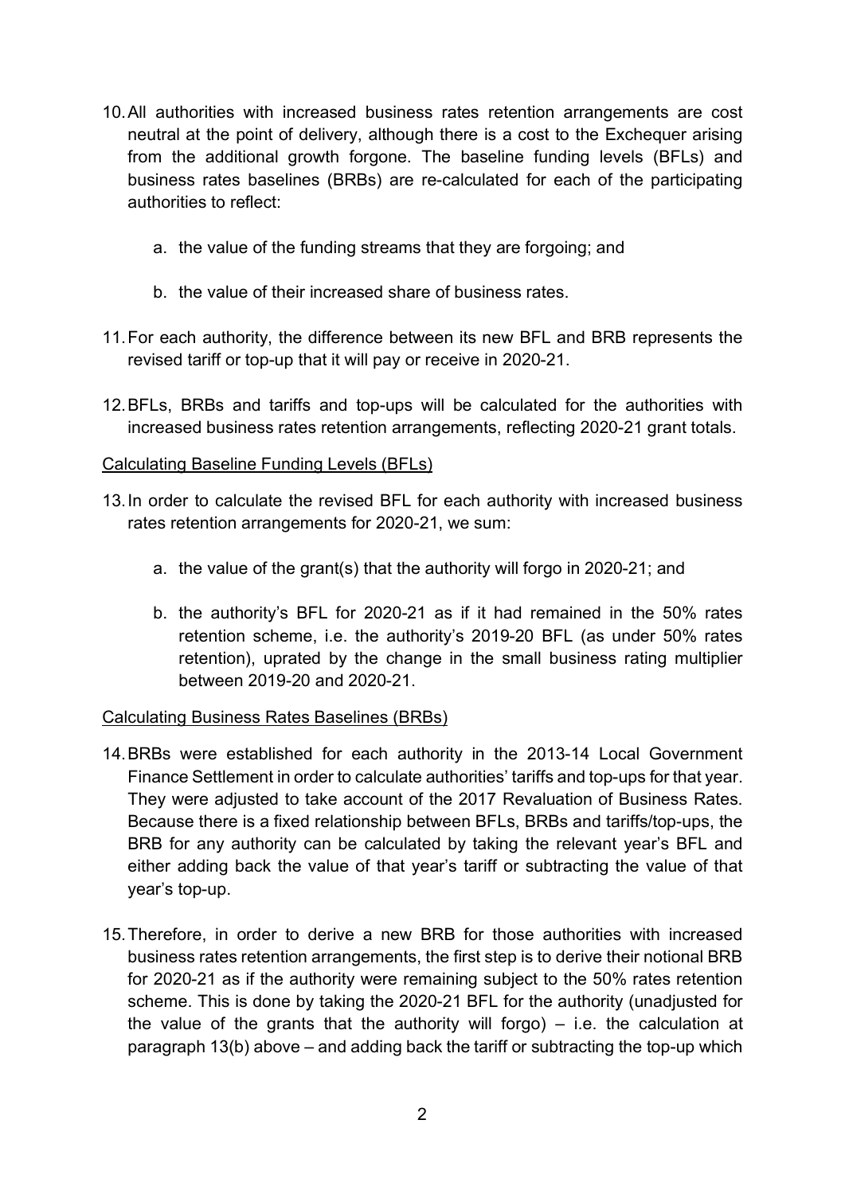10. All authorities with increased business rates retention arrangements are cost neutral at the point of delivery, although there is a cost to the Exchequer arising from the additional growth forgone. The baseline funding levels (BFLs) and business rates baselines (BRBs) are re-calculated for each of the participating authorities to reflect:

    a. the value of the funding streams that they are forgoing; and

    b. the value of their increased share of business rates.

11. For each authority, the difference between its new BFL and BRB represents the revised tariff or top-up that it will pay or receive in 2020-21.

12. BFLs, BRBs and tariffs and top-ups will be calculated for the authorities with increased business rates retention arrangements, reflecting 2020-21 grant totals.

<u>Calculating Baseline Funding Levels (BFLs)</u>

13. In order to calculate the revised BFL for each authority with increased business rates retention arrangements for 2020-21, we sum:

    a. the value of the grant(s) that the authority will forgo in 2020-21; and

    b. the authority's BFL for 2020-21 as if it had remained in the 50% rates retention scheme, i.e. the authority's 2019-20 BFL (as under 50% rates retention), uprated by the change in the small business rating multiplier between 2019-20 and 2020-21.

<u>Calculating Business Rates Baselines (BRBs)</u>

14. BRBs were established for each authority in the 2013-14 Local Government Finance Settlement in order to calculate authorities' tariffs and top-ups for that year. They were adjusted to take account of the 2017 Revaluation of Business Rates. Because there is a fixed relationship between BFLs, BRBs and tariffs/top-ups, the BRB for any authority can be calculated by taking the relevant year's BFL and either adding back the value of that year's tariff or subtracting the value of that year's top-up.

15. Therefore, in order to derive a new BRB for those authorities with increased business rates retention arrangements, the first step is to derive their notional BRB for 2020-21 as if the authority were remaining subject to the 50% rates retention scheme. This is done by taking the 2020-21 BFL for the authority (unadjusted for the value of the grants that the authority will forgo) – i.e. the calculation at paragraph 13(b) above – and adding back the tariff or subtracting the top-up which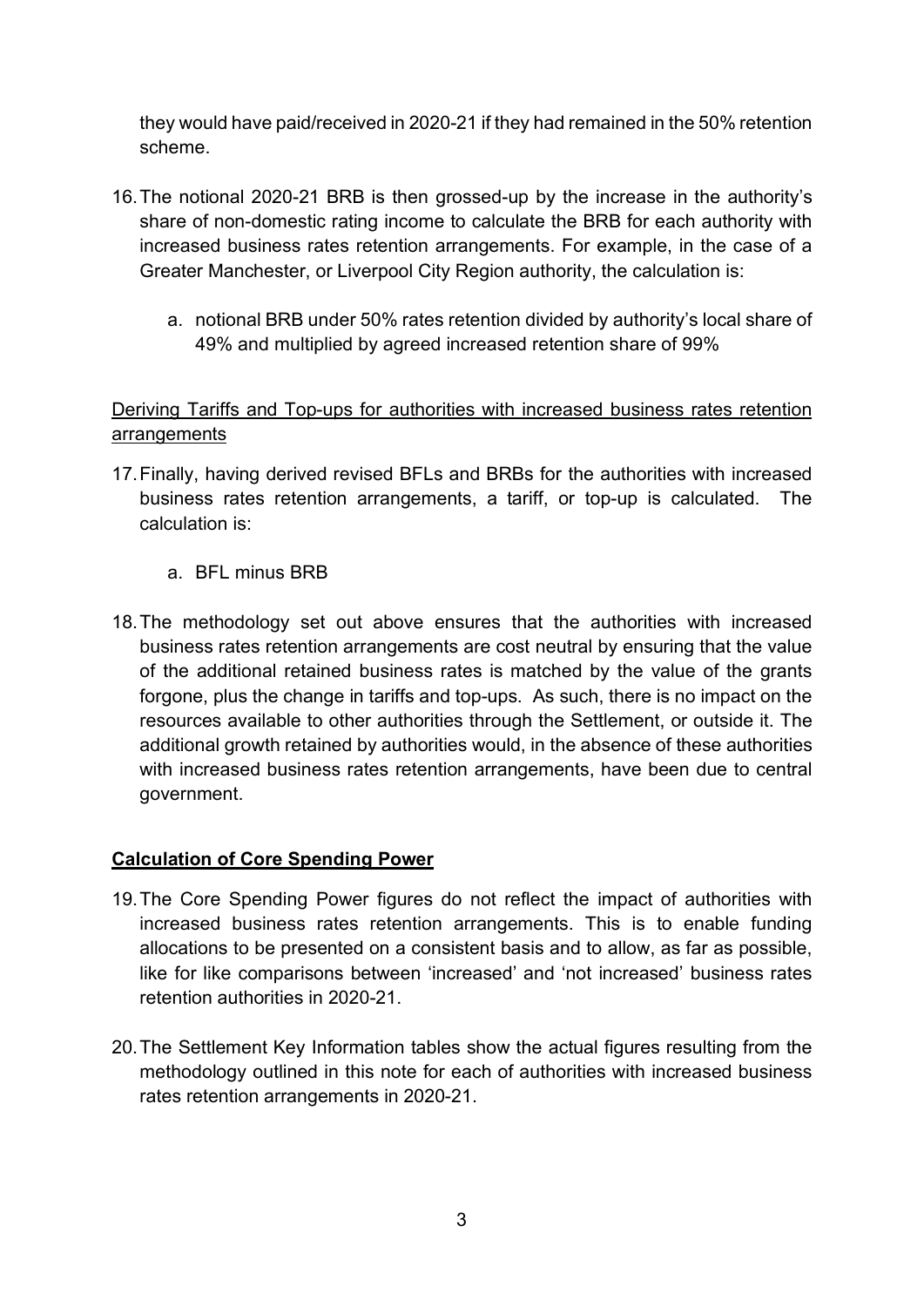they would have paid/received in 2020-21 if they had remained in the 50% retention scheme.

16. The notional 2020-21 BRB is then grossed-up by the increase in the authority's share of non-domestic rating income to calculate the BRB for each authority with increased business rates retention arrangements. For example, in the case of a Greater Manchester, or Liverpool City Region authority, the calculation is:

    a. notional BRB under 50% rates retention divided by authority's local share of 49% and multiplied by agreed increased retention share of 99%

<u>Deriving Tariffs and Top-ups for authorities with increased business rates retention arrangements</u>

17. Finally, having derived revised BFLs and BRBs for the authorities with increased business rates retention arrangements, a tariff, or top-up is calculated. The calculation is:

    a. BFL minus BRB

18. The methodology set out above ensures that the authorities with increased business rates retention arrangements are cost neutral by ensuring that the value of the additional retained business rates is matched by the value of the grants forgone, plus the change in tariffs and top-ups. As such, there is no impact on the resources available to other authorities through the Settlement, or outside it. The additional growth retained by authorities would, in the absence of these authorities with increased business rates retention arrangements, have been due to central government.

## **<u>Calculation of Core Spending Power</u>**

19. The Core Spending Power figures do not reflect the impact of authorities with increased business rates retention arrangements. This is to enable funding allocations to be presented on a consistent basis and to allow, as far as possible, like for like comparisons between 'increased' and 'not increased' business rates retention authorities in 2020-21.

20. The Settlement Key Information tables show the actual figures resulting from the methodology outlined in this note for each of authorities with increased business rates retention arrangements in 2020-21.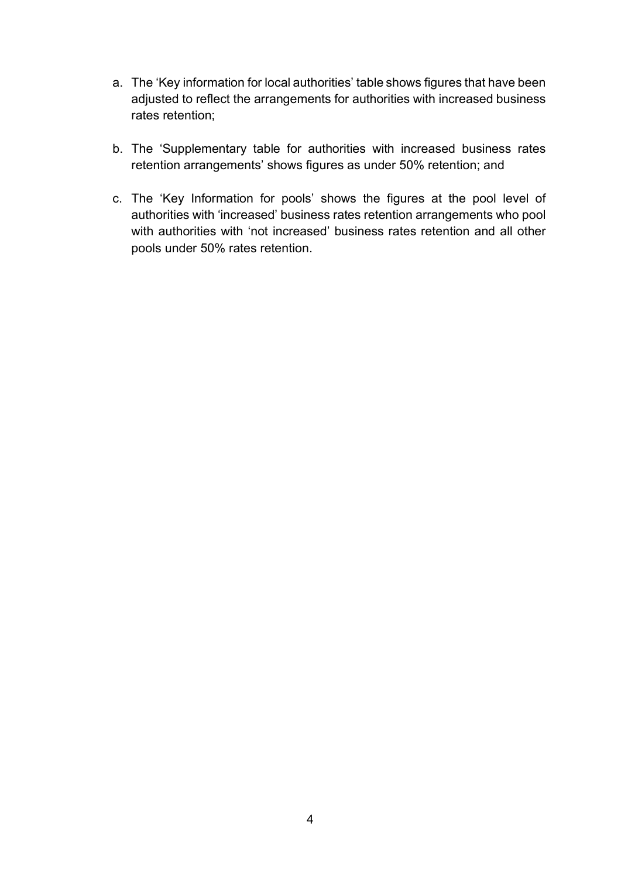a. The ‘Key information for local authorities’ table shows figures that have been adjusted to reflect the arrangements for authorities with increased business rates retention;

b. The ‘Supplementary table for authorities with increased business rates retention arrangements’ shows figures as under 50% retention; and

c. The ‘Key Information for pools’ shows the figures at the pool level of authorities with ‘increased’ business rates retention arrangements who pool with authorities with ‘not increased’ business rates retention and all other pools under 50% rates retention.